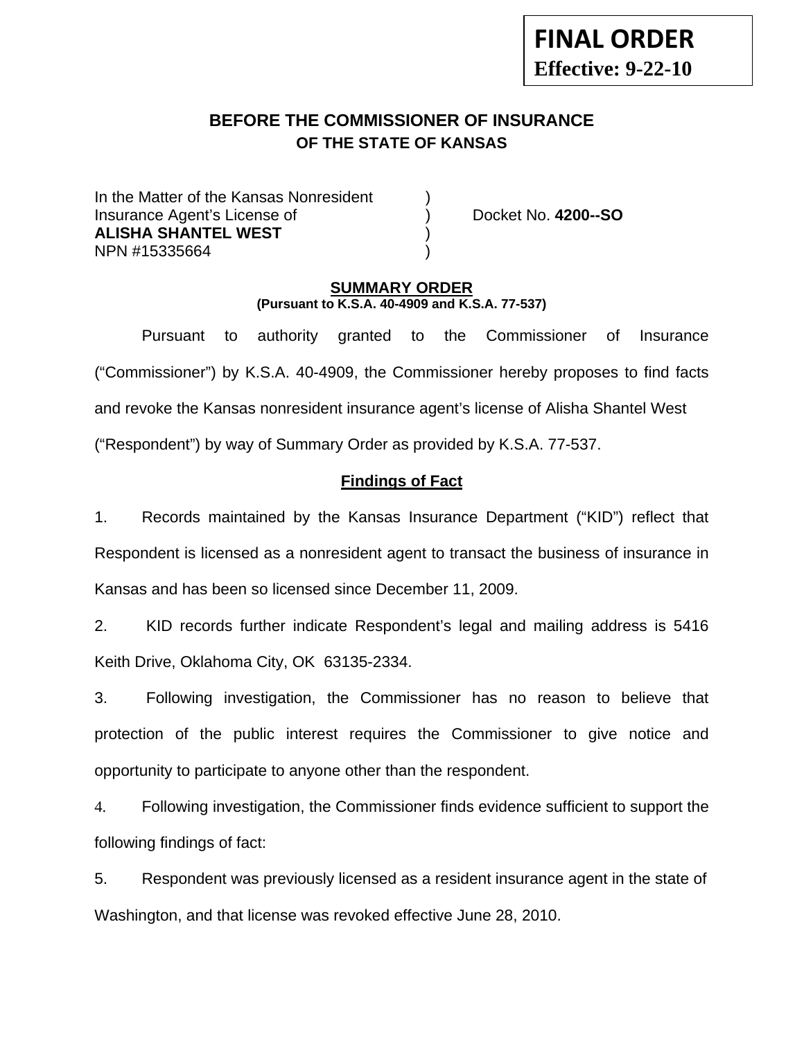**FINAL ORDER**
**Effective: 9-22-10**

# BEFORE THE COMMISSIONER OF INSURANCE
## OF THE STATE OF KANSAS

In the Matter of the Kansas Nonresident )
Insurance Agent's License of ) Docket No. **4200--SO**
**ALISHA SHANTEL WEST** )
NPN #15335664 )

**SUMMARY ORDER**
**(Pursuant to K.S.A. 40-4909 and K.S.A. 77-537)**

Pursuant to authority granted to the Commissioner of Insurance ("Commissioner") by K.S.A. 40-4909, the Commissioner hereby proposes to find facts and revoke the Kansas nonresident insurance agent's license of Alisha Shantel West ("Respondent") by way of Summary Order as provided by K.S.A. 77-537.

**Findings of Fact**

1. Records maintained by the Kansas Insurance Department ("KID") reflect that Respondent is licensed as a nonresident agent to transact the business of insurance in Kansas and has been so licensed since December 11, 2009.

2. KID records further indicate Respondent's legal and mailing address is 5416 Keith Drive, Oklahoma City, OK 63135-2334.

3. Following investigation, the Commissioner has no reason to believe that protection of the public interest requires the Commissioner to give notice and opportunity to participate to anyone other than the respondent.

4. Following investigation, the Commissioner finds evidence sufficient to support the following findings of fact:

5. Respondent was previously licensed as a resident insurance agent in the state of Washington, and that license was revoked effective June 28, 2010.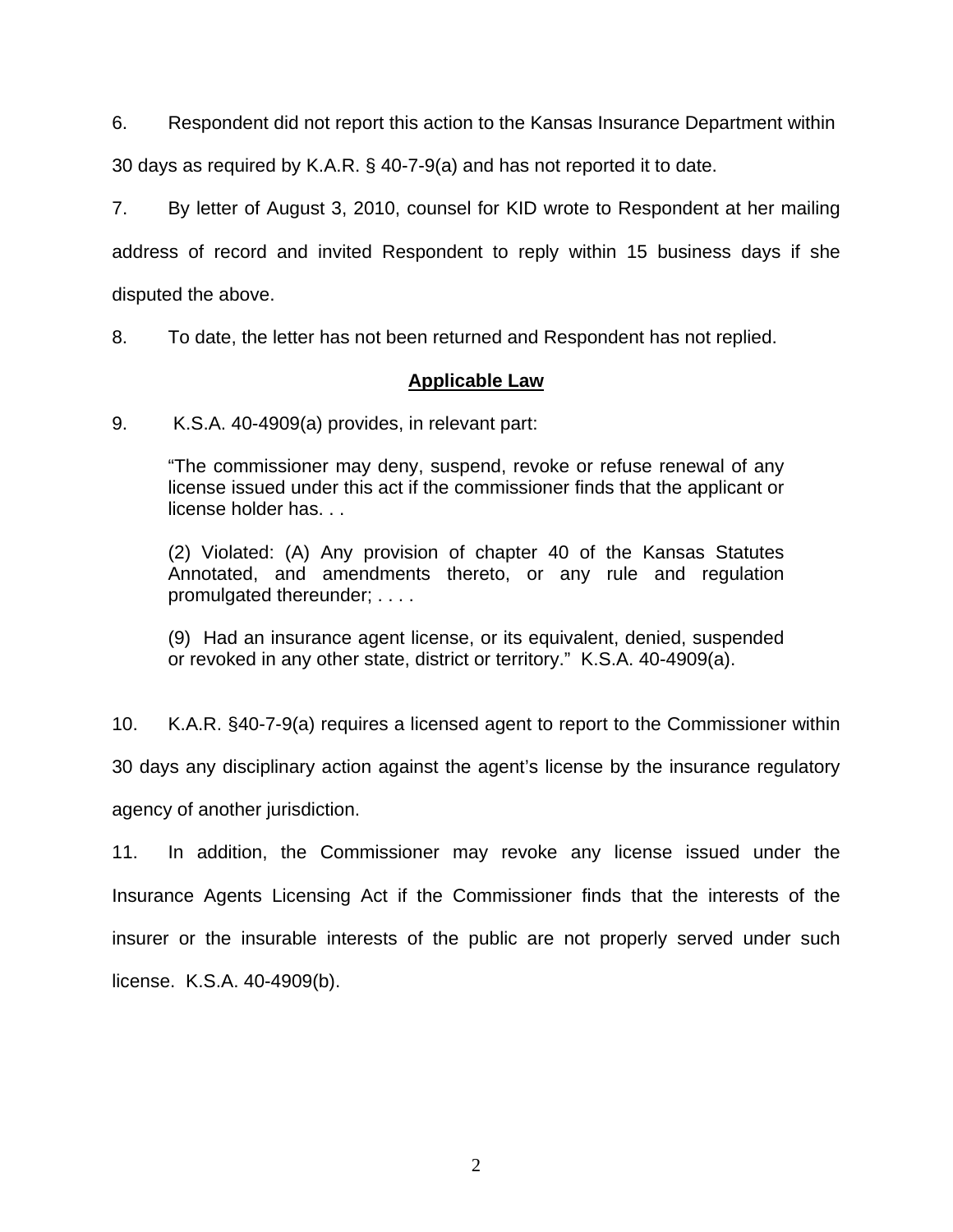6. Respondent did not report this action to the Kansas Insurance Department within 30 days as required by K.A.R. § 40-7-9(a) and has not reported it to date.

7. By letter of August 3, 2010, counsel for KID wrote to Respondent at her mailing address of record and invited Respondent to reply within 15 business days if she disputed the above.

8. To date, the letter has not been returned and Respondent has not replied.

## **Applicable Law**

9. K.S.A. 40-4909(a) provides, in relevant part:

> "The commissioner may deny, suspend, revoke or refuse renewal of any license issued under this act if the commissioner finds that the applicant or license holder has. . .
>
> (2) Violated: (A) Any provision of chapter 40 of the Kansas Statutes Annotated, and amendments thereto, or any rule and regulation promulgated thereunder; . . . .
>
> (9) Had an insurance agent license, or its equivalent, denied, suspended or revoked in any other state, district or territory." K.S.A. 40-4909(a).

10. K.A.R. §40-7-9(a) requires a licensed agent to report to the Commissioner within 30 days any disciplinary action against the agent's license by the insurance regulatory agency of another jurisdiction.

11. In addition, the Commissioner may revoke any license issued under the Insurance Agents Licensing Act if the Commissioner finds that the interests of the insurer or the insurable interests of the public are not properly served under such license. K.S.A. 40-4909(b).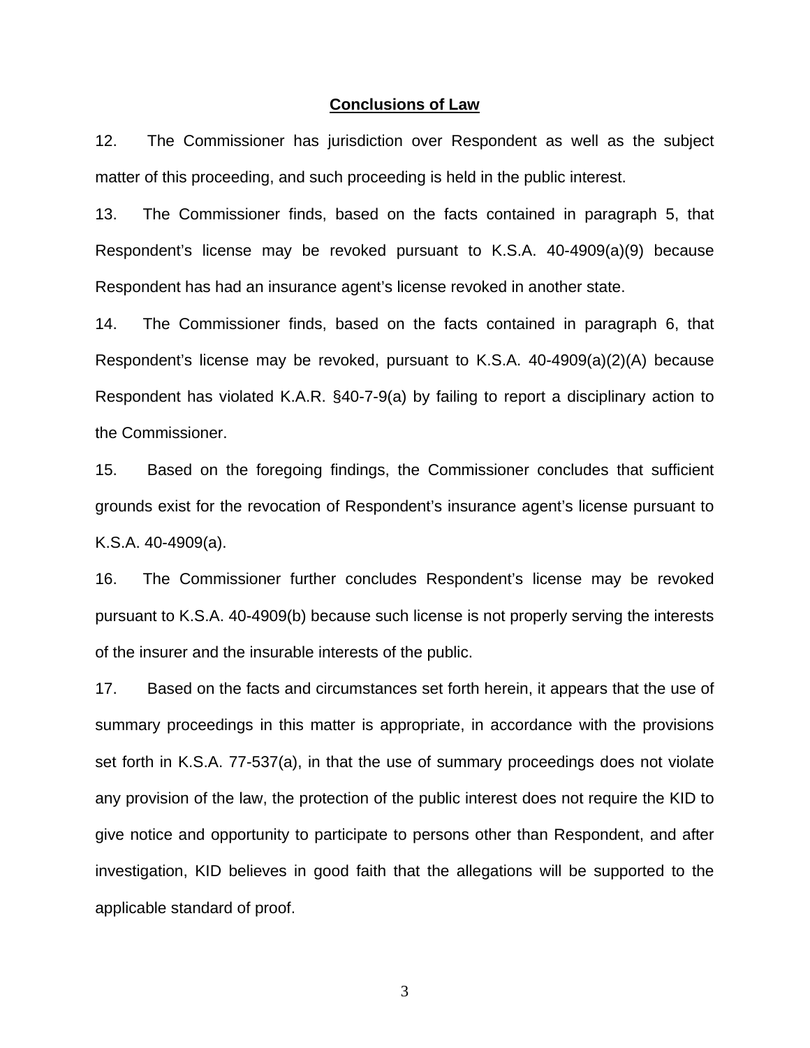**Conclusions of Law**

12. The Commissioner has jurisdiction over Respondent as well as the subject matter of this proceeding, and such proceeding is held in the public interest.

13. The Commissioner finds, based on the facts contained in paragraph 5, that Respondent's license may be revoked pursuant to K.S.A. 40-4909(a)(9) because Respondent has had an insurance agent's license revoked in another state.

14. The Commissioner finds, based on the facts contained in paragraph 6, that Respondent's license may be revoked, pursuant to K.S.A. 40-4909(a)(2)(A) because Respondent has violated K.A.R. §40-7-9(a) by failing to report a disciplinary action to the Commissioner.

15. Based on the foregoing findings, the Commissioner concludes that sufficient grounds exist for the revocation of Respondent's insurance agent's license pursuant to K.S.A. 40-4909(a).

16. The Commissioner further concludes Respondent's license may be revoked pursuant to K.S.A. 40-4909(b) because such license is not properly serving the interests of the insurer and the insurable interests of the public.

17. Based on the facts and circumstances set forth herein, it appears that the use of summary proceedings in this matter is appropriate, in accordance with the provisions set forth in K.S.A. 77-537(a), in that the use of summary proceedings does not violate any provision of the law, the protection of the public interest does not require the KID to give notice and opportunity to participate to persons other than Respondent, and after investigation, KID believes in good faith that the allegations will be supported to the applicable standard of proof.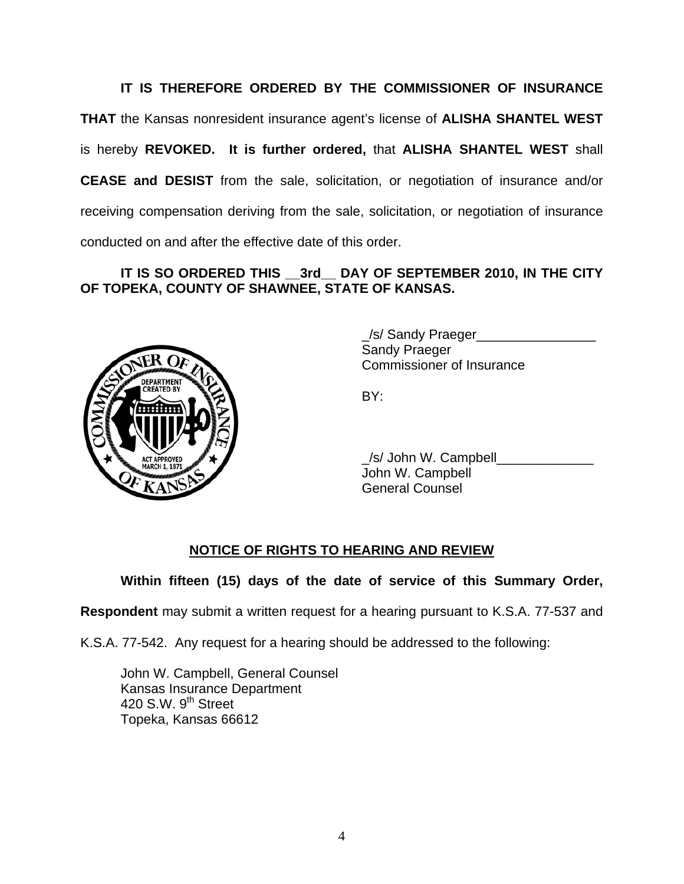**IT IS THEREFORE ORDERED BY THE COMMISSIONER OF INSURANCE THAT** the Kansas nonresident insurance agent's license of **ALISHA SHANTEL WEST** is hereby **REVOKED. It is further ordered,** that **ALISHA SHANTEL WEST** shall **CEASE and DESIST** from the sale, solicitation, or negotiation of insurance and/or receiving compensation deriving from the sale, solicitation, or negotiation of insurance conducted on and after the effective date of this order.

**IT IS SO ORDERED THIS __3rd__ DAY OF SEPTEMBER 2010, IN THE CITY OF TOPEKA, COUNTY OF SHAWNEE, STATE OF KANSAS.**

_/s/ Sandy Praeger________________
Sandy Praeger
Commissioner of Insurance

BY:

_/s/ John W. Campbell_____________
John W. Campbell
General Counsel

## NOTICE OF RIGHTS TO HEARING AND REVIEW

**Within fifteen (15) days of the date of service of this Summary Order, Respondent** may submit a written request for a hearing pursuant to K.S.A. 77-537 and K.S.A. 77-542. Any request for a hearing should be addressed to the following:

John W. Campbell, General Counsel
Kansas Insurance Department
420 S.W. 9th Street
Topeka, Kansas 66612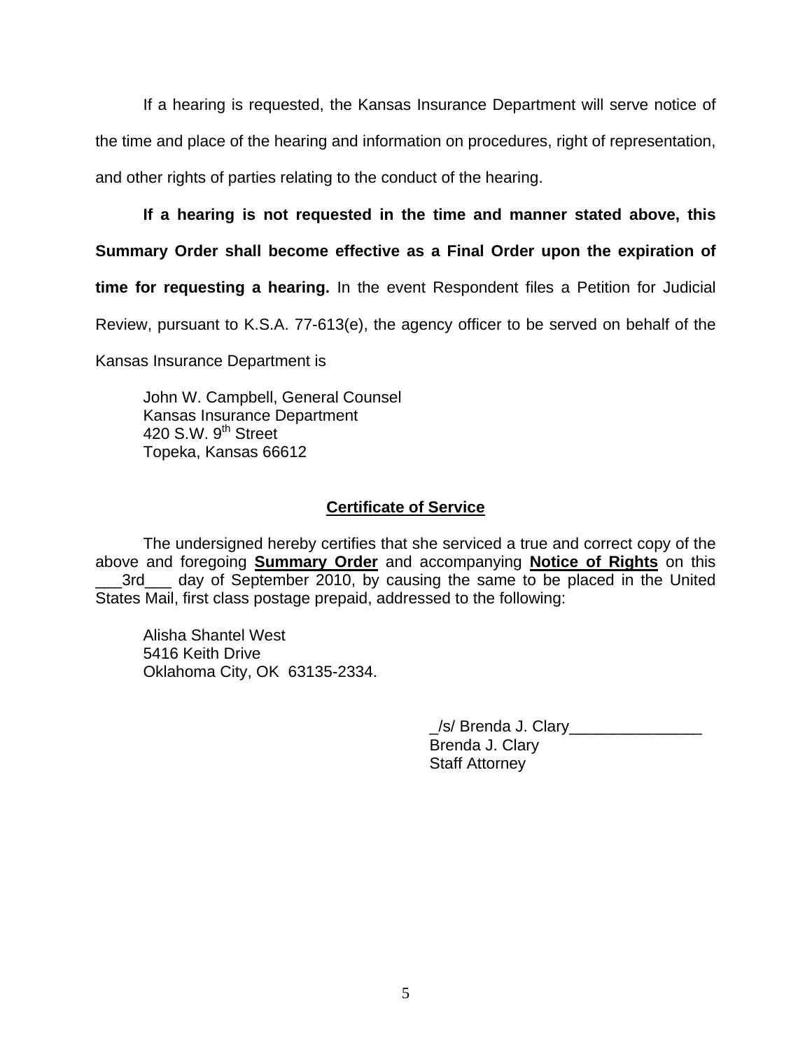If a hearing is requested, the Kansas Insurance Department will serve notice of the time and place of the hearing and information on procedures, right of representation, and other rights of parties relating to the conduct of the hearing.

**If a hearing is not requested in the time and manner stated above, this Summary Order shall become effective as a Final Order upon the expiration of time for requesting a hearing.** In the event Respondent files a Petition for Judicial Review, pursuant to K.S.A. 77-613(e), the agency officer to be served on behalf of the Kansas Insurance Department is

John W. Campbell, General Counsel
Kansas Insurance Department
420 S.W. 9th Street
Topeka, Kansas 66612

## Certificate of Service

The undersigned hereby certifies that she serviced a true and correct copy of the above and foregoing **Summary Order** and accompanying **Notice of Rights** on this ___3rd___ day of September 2010, by causing the same to be placed in the United States Mail, first class postage prepaid, addressed to the following:

Alisha Shantel West
5416 Keith Drive
Oklahoma City, OK 63135-2334.

_/s/ Brenda J. Clary_______________
Brenda J. Clary
Staff Attorney